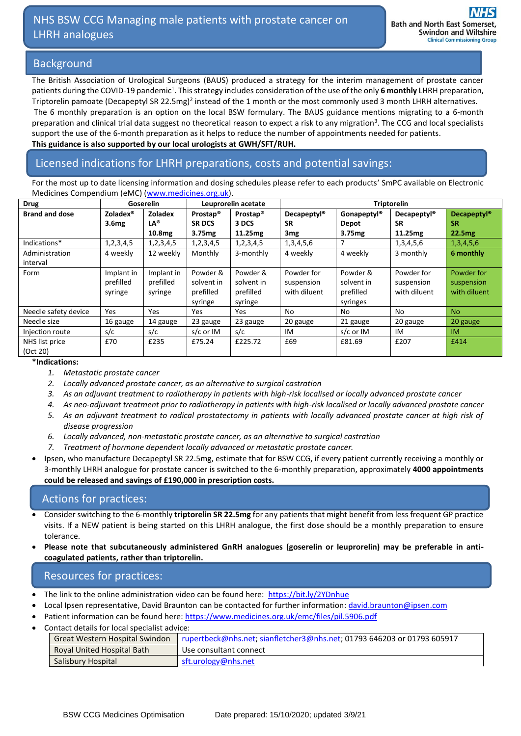# NHS BSW CCG Managing male patients with prostate cancer on LHRH analogues

**NHS Bath and North East Somerset, Swindon and Wiltshire Clinical Commissioning Group**

## Background

The British Association of Urological Surgeons (BAUS) produced a strategy for the interim management of prostate cancer patients during the COVID-19 pandemic[1]. This strategy includes consideration of the use of the only **6 monthly** LHRH preparation, Triptorelin pamoate (Decapeptyl SR 22.5mg)[2] instead of the 1 month or the most commonly used 3 month LHRH alternatives.

The 6 monthly preparation is an option on the local BSW formulary. The BAUS guidance mentions migrating to a 6-month preparation and clinical trial data suggest no theoretical reason to expect a risk to any migration[3]. The CCG and local specialists support the use of the 6-month preparation as it helps to reduce the number of appointments needed for patients.

**This guidance is also supported by our local urologists at GWH/SFT/RUH.**

## Licensed indications for LHRH preparations, costs and potential savings:

For the most up to date licensing information and dosing schedules please refer to each products' SmPC available on Electronic Medicines Compendium (eMC) (www.medicines.org.uk).

| Drug | Goserelin | | Leuprorelin acetate | | Triptorelin | | | |
|---|---|---|---|---|---|---|---|---|
| **Brand and dose** | **Zoladex® 3.6mg** | **Zoladex LA® 10.8mg** | **Prostap® SR DCS 3.75mg** | **Prostap® 3 DCS 11.25mg** | **Decapeptyl® SR 3mg** | **Gonapeptyl® Depot 3.75mg** | **Decapeptyl® SR 11.25mg** | **Decapeptyl® SR 22.5mg** |
| Indications* | 1,2,3,4,5 | 1,2,3,4,5 | 1,2,3,4,5 | 1,2,3,4,5 | 1,3,4,5,6 | 7 | 1,3,4,5,6 | 1,3,4,5,6 |
| Administration interval | 4 weekly | 12 weekly | Monthly | 3-monthly | 4 weekly | 4 weekly | 3 monthly | **6 monthly** |
| Form | Implant in prefilled syringe | Implant in prefilled syringe | Powder & solvent in prefilled syringe | Powder & solvent in prefilled syringe | Powder for suspension with diluent | Powder & solvent in prefilled syringes | Powder for suspension with diluent | Powder for suspension with diluent |
| Needle safety device | Yes | Yes | Yes | Yes | No | No | No | No |
| Needle size | 16 gauge | 14 gauge | 23 gauge | 23 gauge | 20 gauge | 21 gauge | 20 gauge | 20 gauge |
| Injection route | s/c | s/c | s/c or IM | s/c | IM | s/c or IM | IM | IM |
| NHS list price (Oct 20) | £70 | £235 | £75.24 | £225.72 | £69 | £81.69 | £207 | £414 |

***Indications:**

1. *Metastatic prostate cancer*
2. *Locally advanced prostate cancer, as an alternative to surgical castration*
3. *As an adjuvant treatment to radiotherapy in patients with high-risk localised or locally advanced prostate cancer*
4. *As neo-adjuvant treatment prior to radiotherapy in patients with high-risk localised or locally advanced prostate cancer*
5. *As an adjuvant treatment to radical prostatectomy in patients with locally advanced prostate cancer at high risk of disease progression*
6. *Locally advanced, non-metastatic prostate cancer, as an alternative to surgical castration*
7. *Treatment of hormone dependent locally advanced or metastatic prostate cancer.*

- Ipsen, who manufacture Decapeptyl SR 22.5mg, estimate that for BSW CCG, if every patient currently receiving a monthly or 3-monthly LHRH analogue for prostate cancer is switched to the 6-monthly preparation, approximately **4000 appointments could be released and savings of £190,000 in prescription costs.**

## Actions for practices:

- Consider switching to the 6-monthly **triptorelin SR 22.5mg** for any patients that might benefit from less frequent GP practice visits. If a NEW patient is being started on this LHRH analogue, the first dose should be a monthly preparation to ensure tolerance.
- **Please note that subcutaneously administered GnRH analogues (goserelin or leuprorelin) may be preferable in anti-coagulated patients, rather than triptorelin.**

## Resources for practices:

- The link to the online administration video can be found here: https://bit.ly/2YDnhue
- Local Ipsen representative, David Braunton can be contacted for further information: david.braunton@ipsen.com
- Patient information can be found here: https://www.medicines.org.uk/emc/files/pil.5906.pdf
- Contact details for local specialist advice:

| | |
|---|---|
| Great Western Hospital Swindon | rupertbeck@nhs.net; sianfletcher3@nhs.net; 01793 646203 or 01793 605917 |
| Royal United Hospital Bath | Use consultant connect |
| Salisbury Hospital | sft.urology@nhs.net |

BSW CCG Medicines Optimisation        Date prepared: 15/10/2020; updated 3/9/21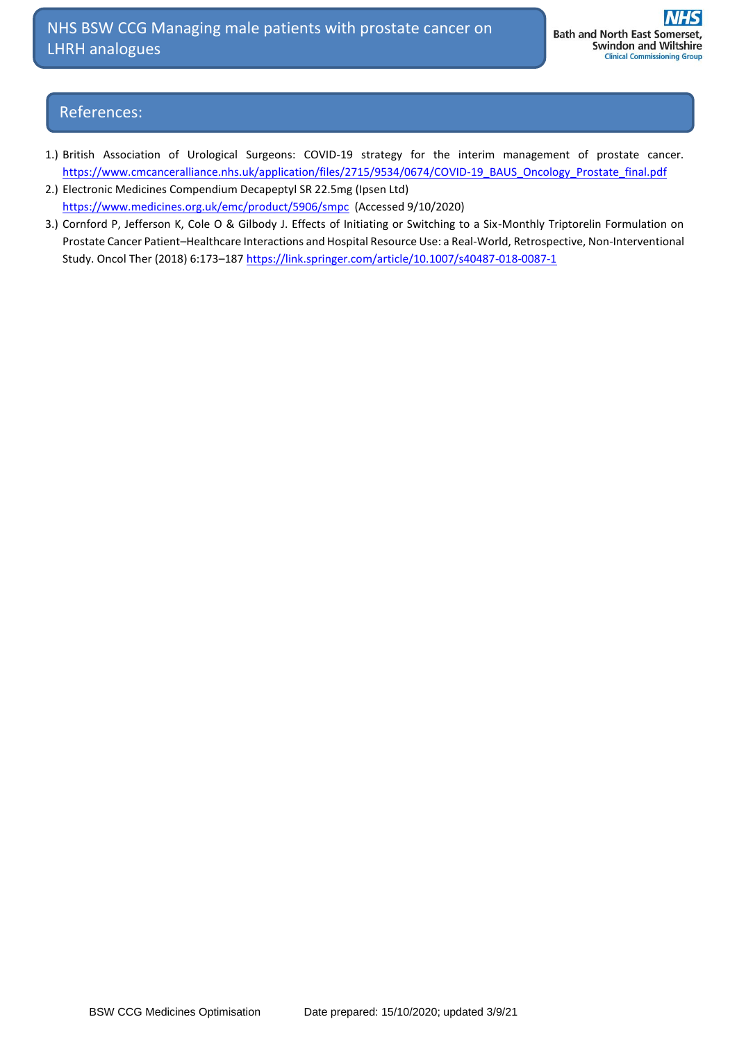## References:

1.) British Association of Urological Surgeons: COVID-19 strategy for the interim management of prostate cancer. https://www.cmcanceralliance.nhs.uk/application/files/2715/9534/0674/COVID-19_BAUS_Oncology_Prostate_final.pdf

2.) Electronic Medicines Compendium Decapeptyl SR 22.5mg (Ipsen Ltd) https://www.medicines.org.uk/emc/product/5906/smpc (Accessed 9/10/2020)

3.) Cornford P, Jefferson K, Cole O & Gilbody J. Effects of Initiating or Switching to a Six-Monthly Triptorelin Formulation on Prostate Cancer Patient–Healthcare Interactions and Hospital Resource Use: a Real-World, Retrospective, Non-Interventional Study. Oncol Ther (2018) 6:173–187 https://link.springer.com/article/10.1007/s40487-018-0087-1

BSW CCG Medicines Optimisation Date prepared: 15/10/2020; updated 3/9/21